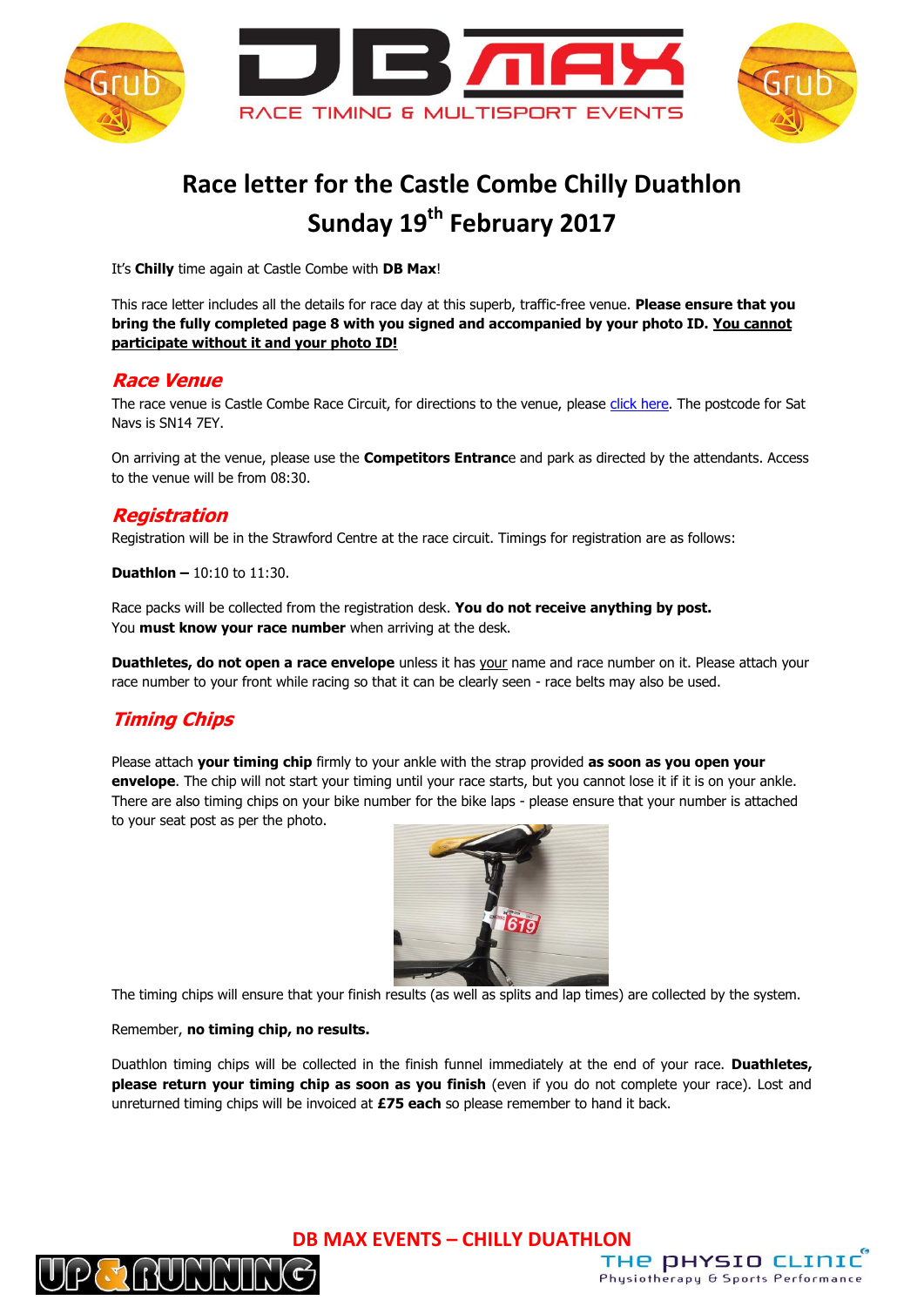# Race letter for the Castle Combe Chilly Duathlon
# Sunday 19th February 2017

It's **Chilly** time again at Castle Combe with **DB Max**!

This race letter includes all the details for race day at this superb, traffic-free venue. **Please ensure that you bring the fully completed page 8 with you signed and accompanied by your photo ID. <u>You cannot participate without it and your photo ID!</u>**

## *Race Venue*

The race venue is Castle Combe Race Circuit, for directions to the venue, please click here. The postcode for Sat Navs is SN14 7EY.

On arriving at the venue, please use the **Competitors Entranc**e and park as directed by the attendants. Access to the venue will be from 08:30.

## *Registration*

Registration will be in the Strawford Centre at the race circuit. Timings for registration are as follows:

**Duathlon –** 10:10 to 11:30.

Race packs will be collected from the registration desk. **You do not receive anything by post.**
You **must know your race number** when arriving at the desk.

**Duathletes, do not open a race envelope** unless it has <u>your</u> name and race number on it. Please attach your race number to your front while racing so that it can be clearly seen - race belts may also be used.

## *Timing Chips*

Please attach **your timing chip** firmly to your ankle with the strap provided **as soon as you open your envelope**. The chip will not start your timing until your race starts, but you cannot lose it if it is on your ankle. There are also timing chips on your bike number for the bike laps - please ensure that your number is attached to your seat post as per the photo.

The timing chips will ensure that your finish results (as well as splits and lap times) are collected by the system.

Remember, **no timing chip, no results.**

Duathlon timing chips will be collected in the finish funnel immediately at the end of your race. **Duathletes, please return your timing chip as soon as you finish** (even if you do not complete your race). Lost and unreturned timing chips will be invoiced at **£75 each** so please remember to hand it back.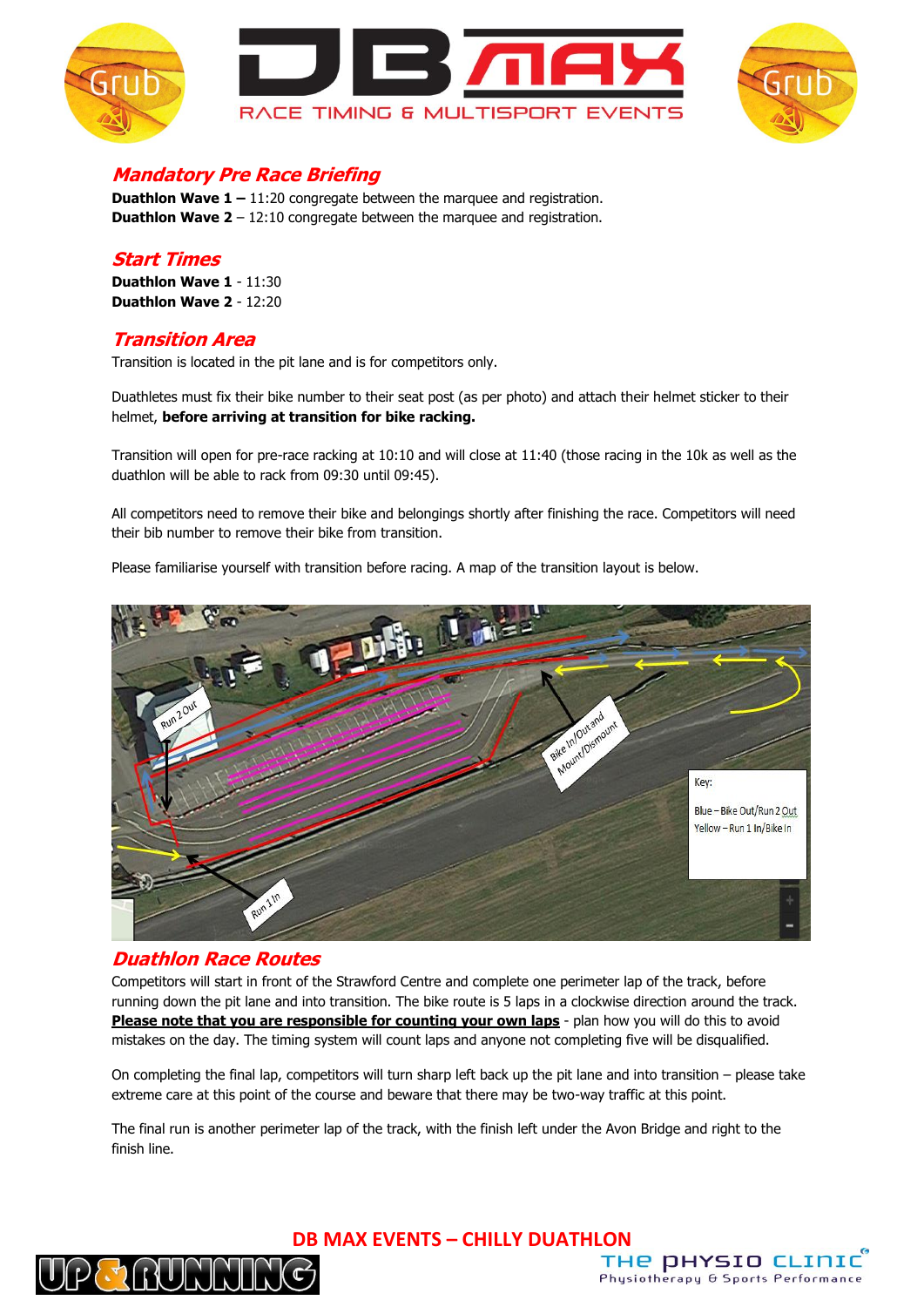## Mandatory Pre Race Briefing

**Duathlon Wave 1 –** 11:20 congregate between the marquee and registration.
**Duathlon Wave 2** – 12:10 congregate between the marquee and registration.

## Start Times

**Duathlon Wave 1** - 11:30
**Duathlon Wave 2** - 12:20

## Transition Area

Transition is located in the pit lane and is for competitors only.

Duathletes must fix their bike number to their seat post (as per photo) and attach their helmet sticker to their helmet, **before arriving at transition for bike racking.**

Transition will open for pre-race racking at 10:10 and will close at 11:40 (those racing in the 10k as well as the duathlon will be able to rack from 09:30 until 09:45).

All competitors need to remove their bike and belongings shortly after finishing the race. Competitors will need their bib number to remove their bike from transition.

Please familiarise yourself with transition before racing. A map of the transition layout is below.

## Duathlon Race Routes

Competitors will start in front of the Strawford Centre and complete one perimeter lap of the track, before running down the pit lane and into transition. The bike route is 5 laps in a clockwise direction around the track. **Please note that you are responsible for counting your own laps** - plan how you will do this to avoid mistakes on the day. The timing system will count laps and anyone not completing five will be disqualified.

On completing the final lap, competitors will turn sharp left back up the pit lane and into transition – please take extreme care at this point of the course and beware that there may be two-way traffic at this point.

The final run is another perimeter lap of the track, with the finish left under the Avon Bridge and right to the finish line.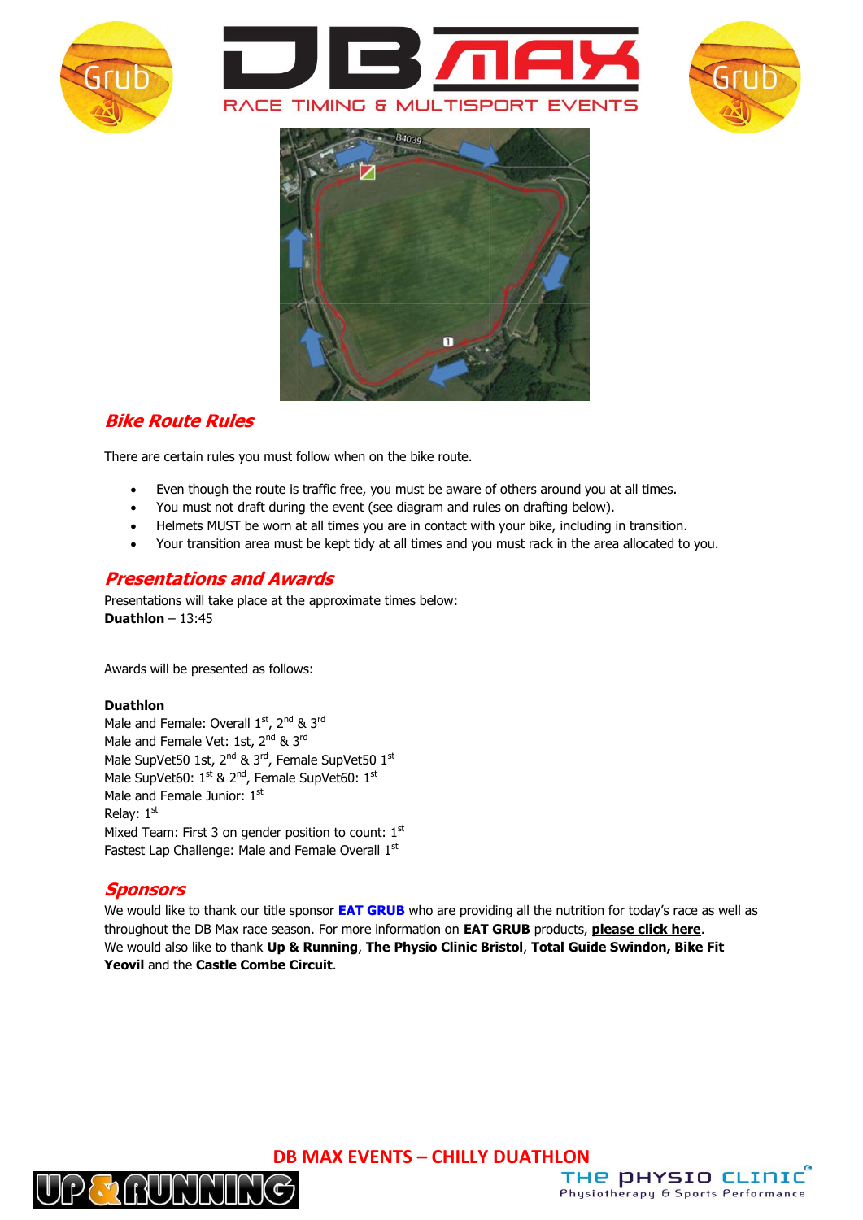## *Bike Route Rules*

There are certain rules you must follow when on the bike route.

- Even though the route is traffic free, you must be aware of others around you at all times.
- You must not draft during the event (see diagram and rules on drafting below).
- Helmets MUST be worn at all times you are in contact with your bike, including in transition.
- Your transition area must be kept tidy at all times and you must rack in the area allocated to you.

## *Presentations and Awards*

Presentations will take place at the approximate times below:
**Duathlon** – 13:45

Awards will be presented as follows:

**Duathlon**
Male and Female: Overall 1st, 2nd & 3rd
Male and Female Vet: 1st, 2nd & 3rd
Male SupVet50 1st, 2nd & 3rd, Female SupVet50 1st
Male SupVet60: 1st & 2nd, Female SupVet60: 1st
Male and Female Junior: 1st
Relay: 1st
Mixed Team: First 3 on gender position to count: 1st
Fastest Lap Challenge: Male and Female Overall 1st

## *Sponsors*

We would like to thank our title sponsor **EAT GRUB** who are providing all the nutrition for today's race as well as throughout the DB Max race season. For more information on **EAT GRUB** products, **please click here**.
We would also like to thank **Up & Running**, **The Physio Clinic Bristol**, **Total Guide Swindon, Bike Fit Yeovil** and the **Castle Combe Circuit**.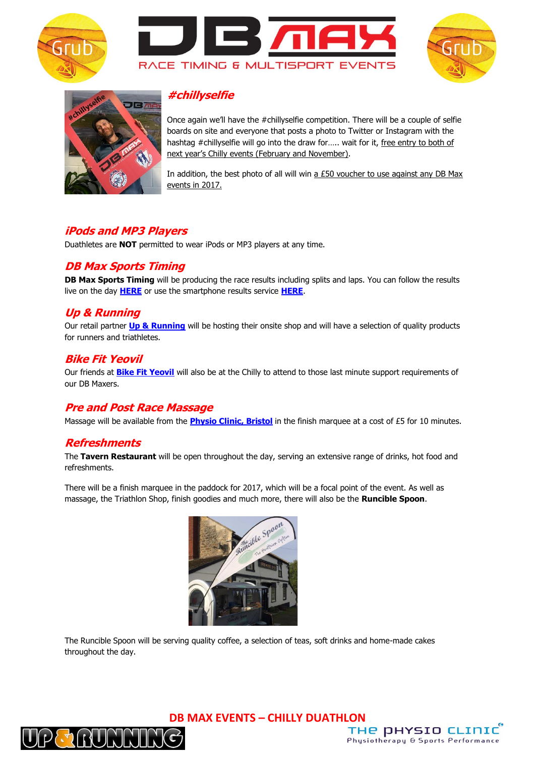## #chillyselfie

Once again we'll have the #chillyselfie competition. There will be a couple of selfie boards on site and everyone that posts a photo to Twitter or Instagram with the hashtag #chillyselfie will go into the draw for….. wait for it, free entry to both of next year's Chilly events (February and November).

In addition, the best photo of all will win a £50 voucher to use against any DB Max events in 2017.

## iPods and MP3 Players

Duathletes are **NOT** permitted to wear iPods or MP3 players at any time.

## DB Max Sports Timing

**DB Max Sports Timing** will be producing the race results including splits and laps. You can follow the results live on the day **HERE** or use the smartphone results service **HERE**.

## Up & Running

Our retail partner **Up & Running** will be hosting their onsite shop and will have a selection of quality products for runners and triathletes.

## Bike Fit Yeovil

Our friends at **Bike Fit Yeovil** will also be at the Chilly to attend to those last minute support requirements of our DB Maxers.

## Pre and Post Race Massage

Massage will be available from the **Physio Clinic, Bristol** in the finish marquee at a cost of £5 for 10 minutes.

## Refreshments

The **Tavern Restaurant** will be open throughout the day, serving an extensive range of drinks, hot food and refreshments.

There will be a finish marquee in the paddock for 2017, which will be a focal point of the event. As well as massage, the Triathlon Shop, finish goodies and much more, there will also be the **Runcible Spoon**.

The Runcible Spoon will be serving quality coffee, a selection of teas, soft drinks and home-made cakes throughout the day.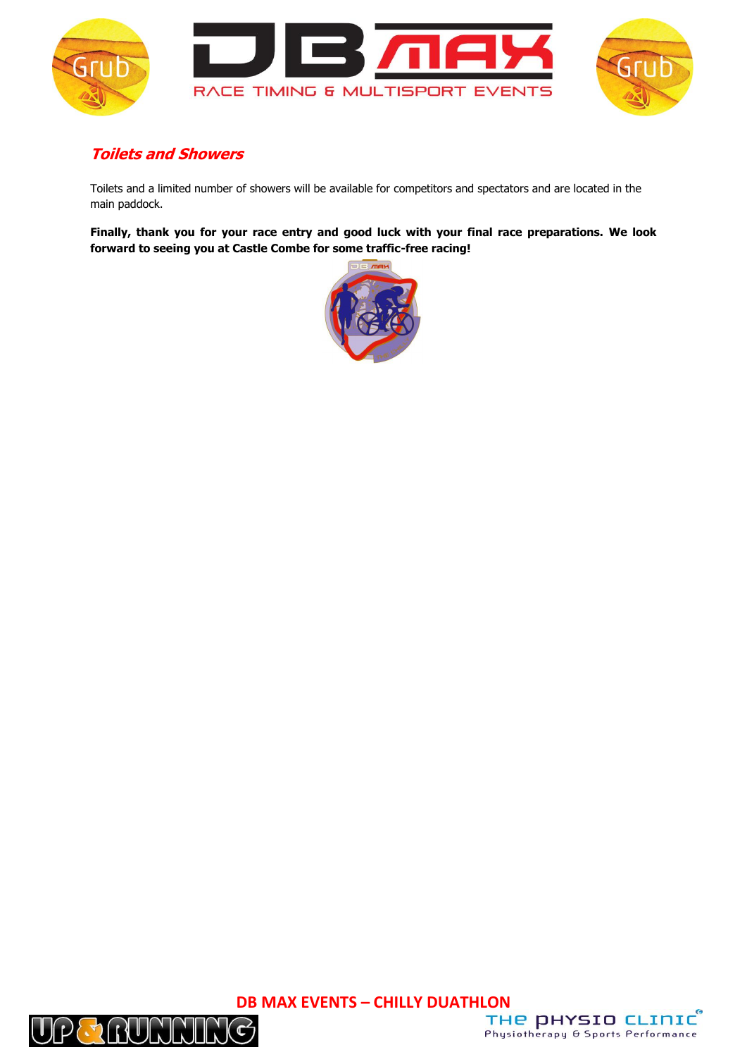## *Toilets and Showers*

Toilets and a limited number of showers will be available for competitors and spectators and are located in the main paddock.

**Finally, thank you for your race entry and good luck with your final race preparations. We look forward to seeing you at Castle Combe for some traffic-free racing!**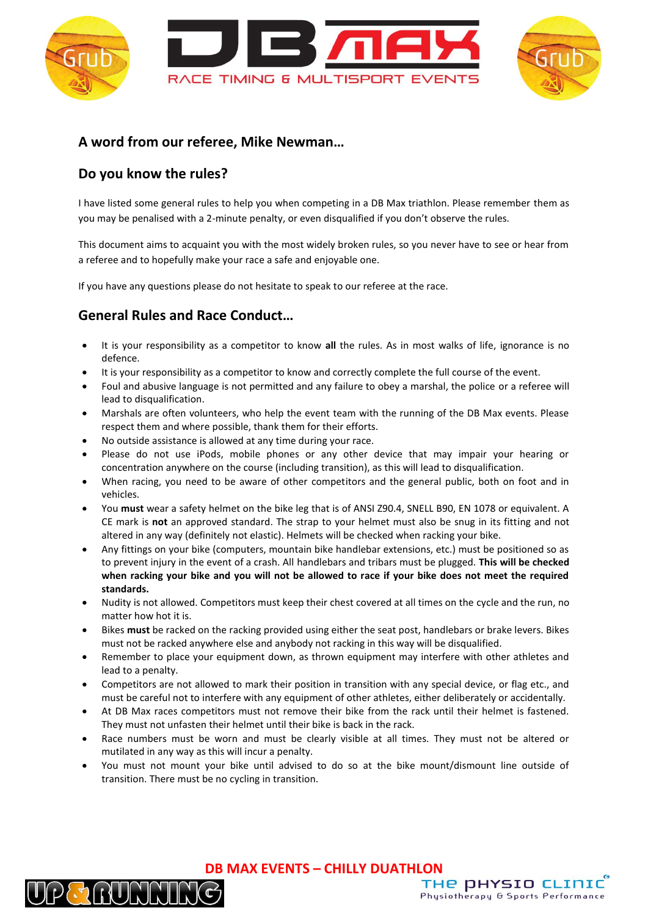## A word from our referee, Mike Newman…

## Do you know the rules?

I have listed some general rules to help you when competing in a DB Max triathlon. Please remember them as you may be penalised with a 2-minute penalty, or even disqualified if you don't observe the rules.

This document aims to acquaint you with the most widely broken rules, so you never have to see or hear from a referee and to hopefully make your race a safe and enjoyable one.

If you have any questions please do not hesitate to speak to our referee at the race.

## General Rules and Race Conduct…

- It is your responsibility as a competitor to know **all** the rules. As in most walks of life, ignorance is no defence.
- It is your responsibility as a competitor to know and correctly complete the full course of the event.
- Foul and abusive language is not permitted and any failure to obey a marshal, the police or a referee will lead to disqualification.
- Marshals are often volunteers, who help the event team with the running of the DB Max events. Please respect them and where possible, thank them for their efforts.
- No outside assistance is allowed at any time during your race.
- Please do not use iPods, mobile phones or any other device that may impair your hearing or concentration anywhere on the course (including transition), as this will lead to disqualification.
- When racing, you need to be aware of other competitors and the general public, both on foot and in vehicles.
- You **must** wear a safety helmet on the bike leg that is of ANSI Z90.4, SNELL B90, EN 1078 or equivalent. A CE mark is **not** an approved standard. The strap to your helmet must also be snug in its fitting and not altered in any way (definitely not elastic). Helmets will be checked when racking your bike.
- Any fittings on your bike (computers, mountain bike handlebar extensions, etc.) must be positioned so as to prevent injury in the event of a crash. All handlebars and tribars must be plugged. **This will be checked when racking your bike and you will not be allowed to race if your bike does not meet the required standards.**
- Nudity is not allowed. Competitors must keep their chest covered at all times on the cycle and the run, no matter how hot it is.
- Bikes **must** be racked on the racking provided using either the seat post, handlebars or brake levers. Bikes must not be racked anywhere else and anybody not racking in this way will be disqualified.
- Remember to place your equipment down, as thrown equipment may interfere with other athletes and lead to a penalty.
- Competitors are not allowed to mark their position in transition with any special device, or flag etc., and must be careful not to interfere with any equipment of other athletes, either deliberately or accidentally.
- At DB Max races competitors must not remove their bike from the rack until their helmet is fastened. They must not unfasten their helmet until their bike is back in the rack.
- Race numbers must be worn and must be clearly visible at all times. They must not be altered or mutilated in any way as this will incur a penalty.
- You must not mount your bike until advised to do so at the bike mount/dismount line outside of transition. There must be no cycling in transition.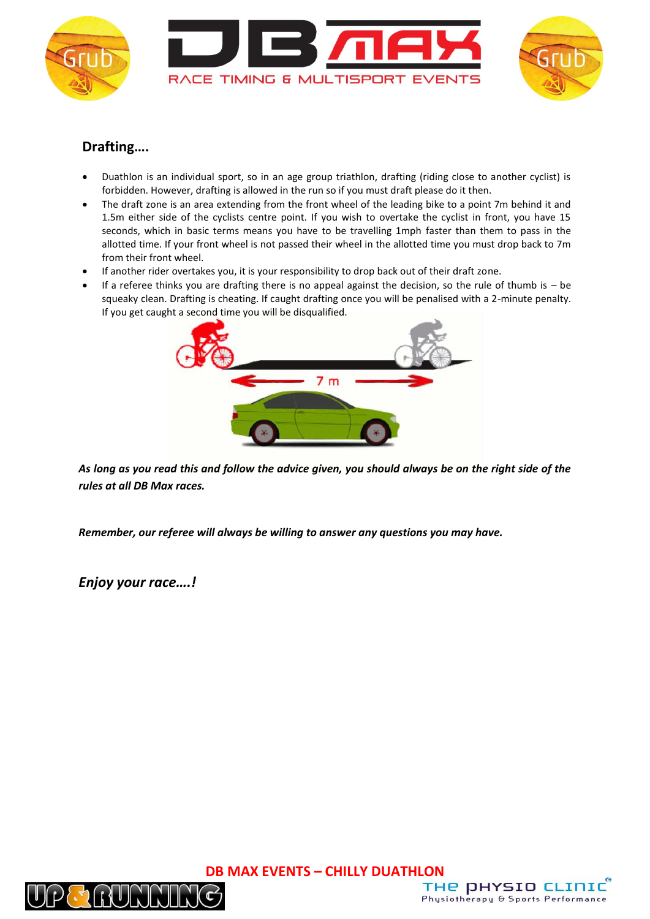## Drafting….

- Duathlon is an individual sport, so in an age group triathlon, drafting (riding close to another cyclist) is forbidden. However, drafting is allowed in the run so if you must draft please do it then.
- The draft zone is an area extending from the front wheel of the leading bike to a point 7m behind it and 1.5m either side of the cyclists centre point. If you wish to overtake the cyclist in front, you have 15 seconds, which in basic terms means you have to be travelling 1mph faster than them to pass in the allotted time. If your front wheel is not passed their wheel in the allotted time you must drop back to 7m from their front wheel.
- If another rider overtakes you, it is your responsibility to drop back out of their draft zone.
- If a referee thinks you are drafting there is no appeal against the decision, so the rule of thumb is – be squeaky clean. Drafting is cheating. If caught drafting once you will be penalised with a 2-minute penalty. If you get caught a second time you will be disqualified.

***As long as you read this and follow the advice given, you should always be on the right side of the rules at all DB Max races.***

***Remember, our referee will always be willing to answer any questions you may have.***

***Enjoy your race….!***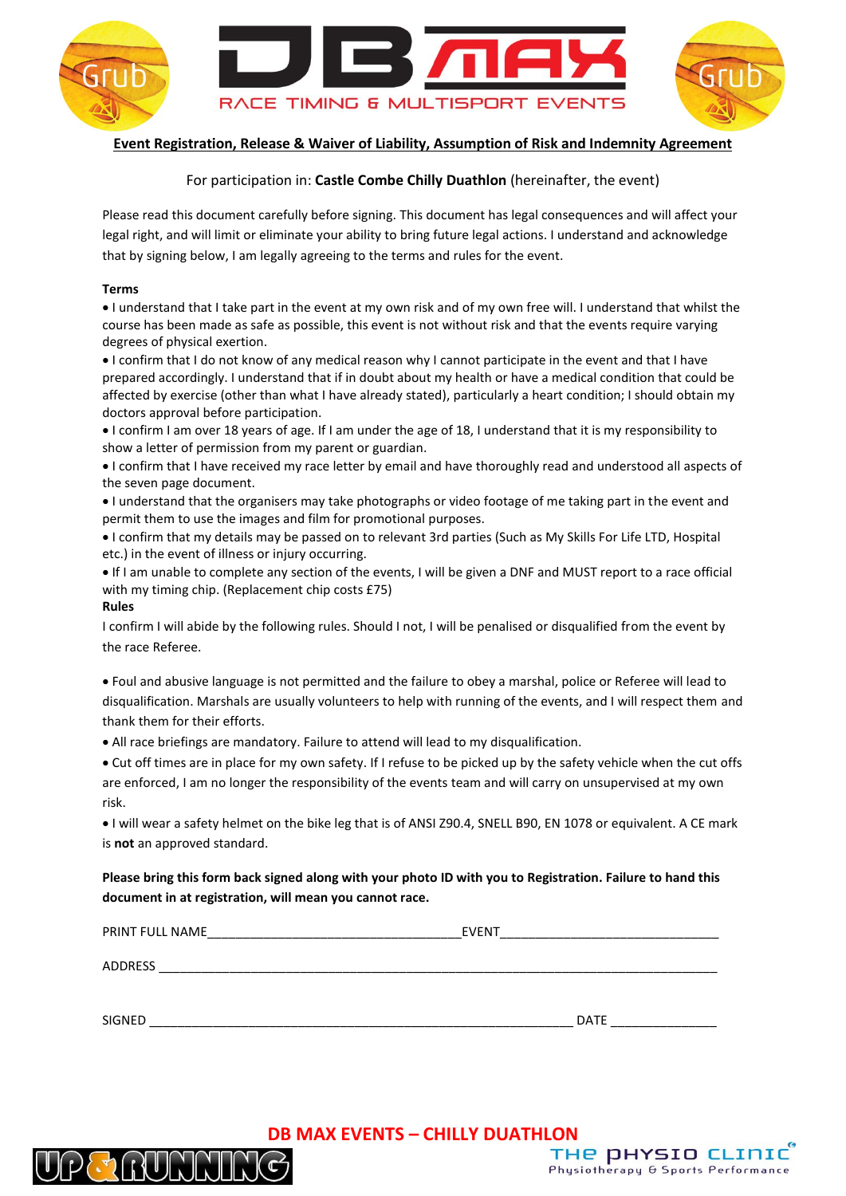DB MAX RACE TIMING & MULTISPORT EVENTS

**Event Registration, Release & Waiver of Liability, Assumption of Risk and Indemnity Agreement**

For participation in: **Castle Combe Chilly Duathlon** (hereinafter, the event)

Please read this document carefully before signing. This document has legal consequences and will affect your legal right, and will limit or eliminate your ability to bring future legal actions. I understand and acknowledge that by signing below, I am legally agreeing to the terms and rules for the event.

**Terms**

- I understand that I take part in the event at my own risk and of my own free will. I understand that whilst the course has been made as safe as possible, this event is not without risk and that the events require varying degrees of physical exertion.
- I confirm that I do not know of any medical reason why I cannot participate in the event and that I have prepared accordingly. I understand that if in doubt about my health or have a medical condition that could be affected by exercise (other than what I have already stated), particularly a heart condition; I should obtain my doctors approval before participation.
- I confirm I am over 18 years of age. If I am under the age of 18, I understand that it is my responsibility to show a letter of permission from my parent or guardian.
- I confirm that I have received my race letter by email and have thoroughly read and understood all aspects of the seven page document.
- I understand that the organisers may take photographs or video footage of me taking part in the event and permit them to use the images and film for promotional purposes.
- I confirm that my details may be passed on to relevant 3rd parties (Such as My Skills For Life LTD, Hospital etc.) in the event of illness or injury occurring.
- If I am unable to complete any section of the events, I will be given a DNF and MUST report to a race official with my timing chip. (Replacement chip costs £75)

**Rules**

I confirm I will abide by the following rules. Should I not, I will be penalised or disqualified from the event by the race Referee.

- Foul and abusive language is not permitted and the failure to obey a marshal, police or Referee will lead to disqualification. Marshals are usually volunteers to help with running of the events, and I will respect them and thank them for their efforts.
- All race briefings are mandatory. Failure to attend will lead to my disqualification.
- Cut off times are in place for my own safety. If I refuse to be picked up by the safety vehicle when the cut offs are enforced, I am no longer the responsibility of the events team and will carry on unsupervised at my own risk.
- I will wear a safety helmet on the bike leg that is of ANSI Z90.4, SNELL B90, EN 1078 or equivalent. A CE mark is **not** an approved standard.

**Please bring this form back signed along with your photo ID with you to Registration. Failure to hand this document in at registration, will mean you cannot race.**

PRINT FULL NAME\_\_\_\_\_\_\_\_\_\_\_\_\_\_\_\_\_\_\_\_\_\_\_\_\_\_\_\_\_\_\_\_\_\_\_\_ EVENT\_\_\_\_\_\_\_\_\_\_\_\_\_\_\_\_\_\_\_\_\_\_\_\_\_\_\_\_\_\_\_\_

ADDRESS \_\_\_\_\_\_\_\_\_\_\_\_\_\_\_\_\_\_\_\_\_\_\_\_\_\_\_\_\_\_\_\_\_\_\_\_\_\_\_\_\_\_\_\_\_\_\_\_\_\_\_\_\_\_\_\_\_\_\_\_\_\_\_\_\_\_\_\_\_\_\_\_\_\_\_\_\_\_\_\_

SIGNED \_\_\_\_\_\_\_\_\_\_\_\_\_\_\_\_\_\_\_\_\_\_\_\_\_\_\_\_\_\_\_\_\_\_\_\_\_\_\_\_\_\_\_\_\_\_\_\_\_\_\_\_\_\_\_\_\_\_\_\_ DATE \_\_\_\_\_\_\_\_\_\_\_\_\_\_\_

**DB MAX EVENTS – CHILLY DUATHLON**